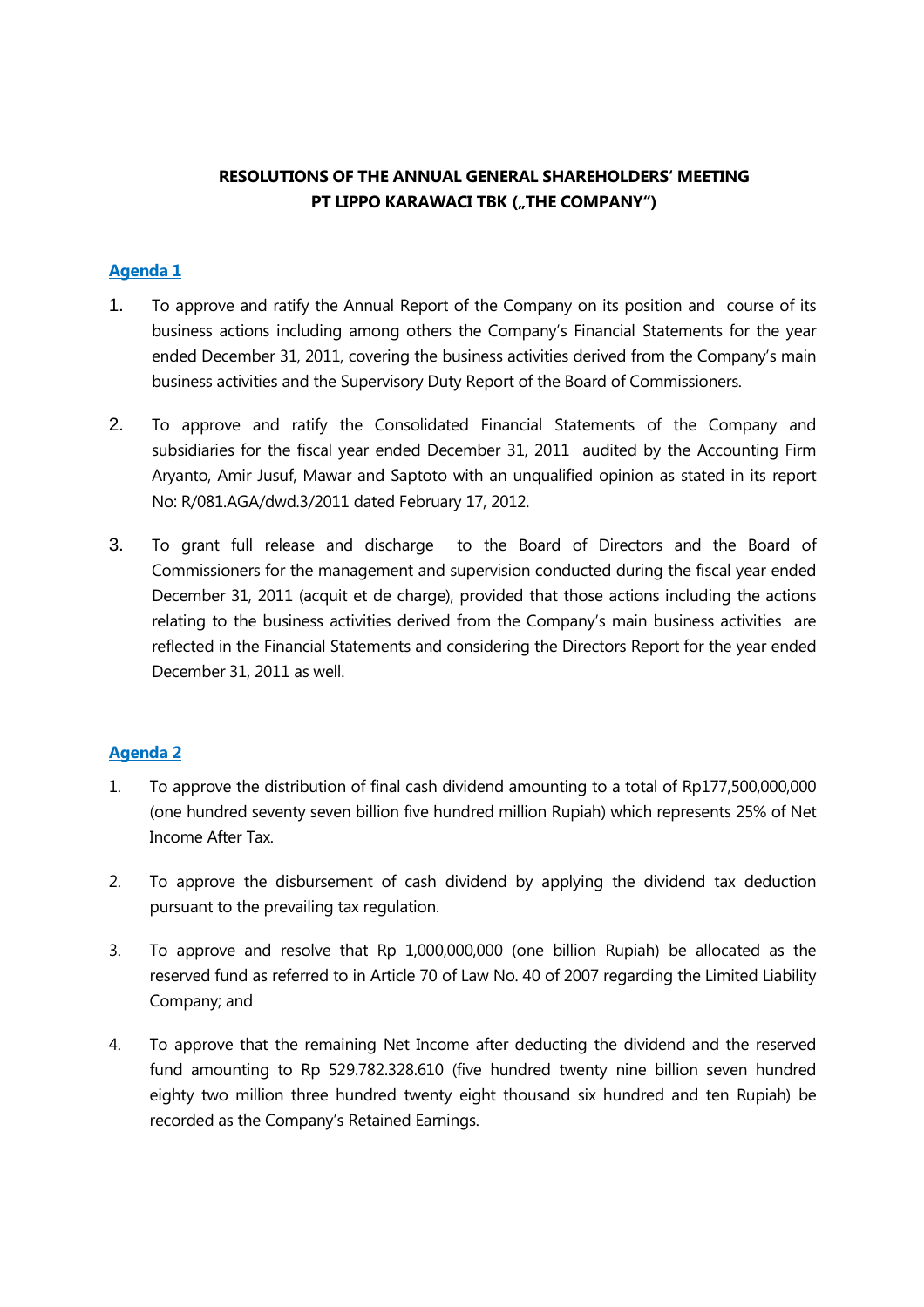# RESOLUTIONS OF THE ANNUAL GENERAL SHAREHOLDERS' MEETING
# PT LIPPO KARAWACI TBK („THE COMPANY")

## Agenda 1

1. To approve and ratify the Annual Report of the Company on its position and course of its business actions including among others the Company's Financial Statements for the year ended December 31, 2011, covering the business activities derived from the Company's main business activities and the Supervisory Duty Report of the Board of Commissioners.

2. To approve and ratify the Consolidated Financial Statements of the Company and subsidiaries for the fiscal year ended December 31, 2011 audited by the Accounting Firm Aryanto, Amir Jusuf, Mawar and Saptoto with an unqualified opinion as stated in its report No: R/081.AGA/dwd.3/2011 dated February 17, 2012.

3. To grant full release and discharge to the Board of Directors and the Board of Commissioners for the management and supervision conducted during the fiscal year ended December 31, 2011 (acquit et de charge), provided that those actions including the actions relating to the business activities derived from the Company's main business activities are reflected in the Financial Statements and considering the Directors Report for the year ended December 31, 2011 as well.

## Agenda 2

1. To approve the distribution of final cash dividend amounting to a total of Rp177,500,000,000 (one hundred seventy seven billion five hundred million Rupiah) which represents 25% of Net Income After Tax.

2. To approve the disbursement of cash dividend by applying the dividend tax deduction pursuant to the prevailing tax regulation.

3. To approve and resolve that Rp 1,000,000,000 (one billion Rupiah) be allocated as the reserved fund as referred to in Article 70 of Law No. 40 of 2007 regarding the Limited Liability Company; and

4. To approve that the remaining Net Income after deducting the dividend and the reserved fund amounting to Rp 529.782.328.610 (five hundred twenty nine billion seven hundred eighty two million three hundred twenty eight thousand six hundred and ten Rupiah) be recorded as the Company's Retained Earnings.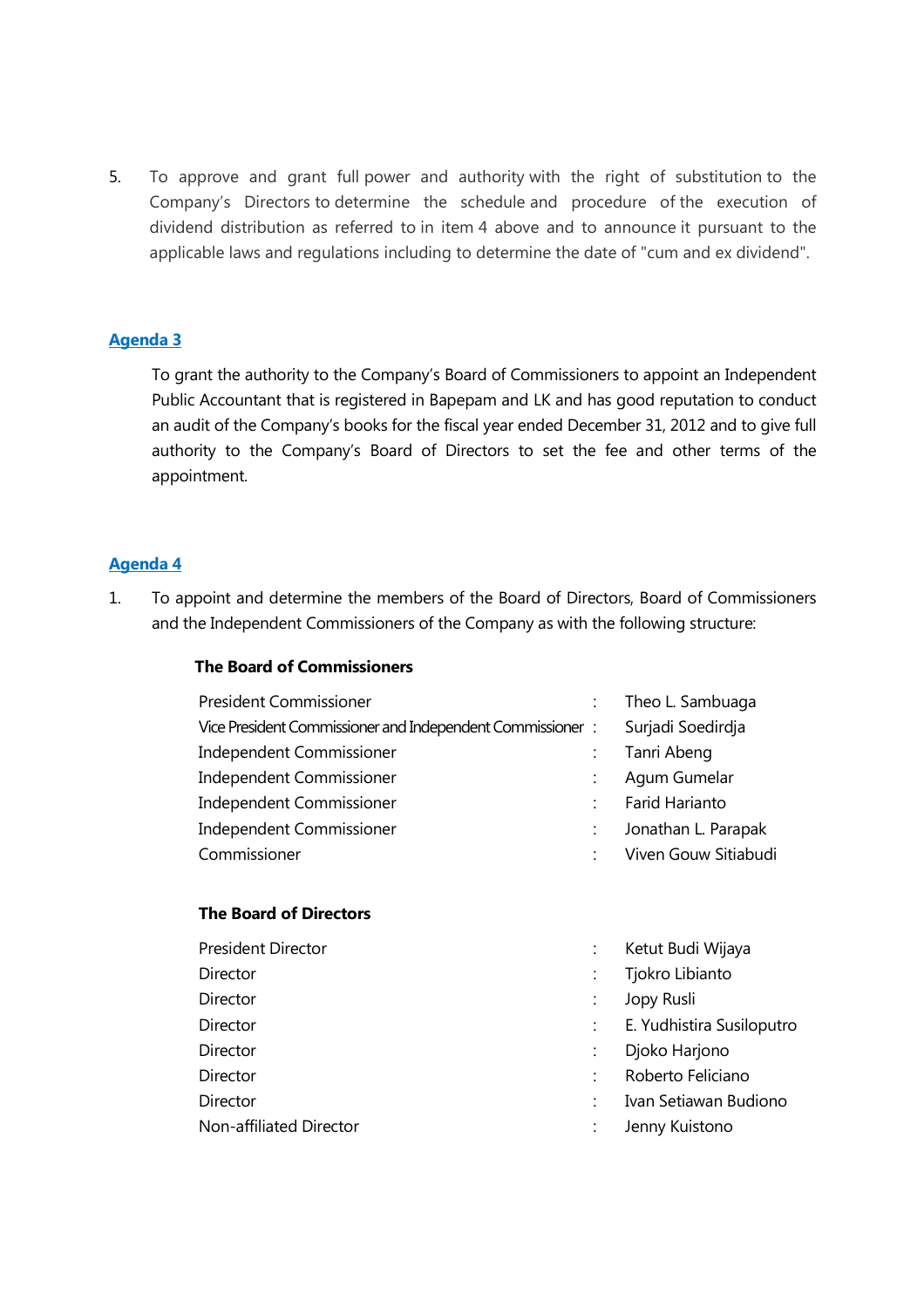5. To approve and grant full power and authority with the right of substitution to the Company's Directors to determine the schedule and procedure of the execution of dividend distribution as referred to in item 4 above and to announce it pursuant to the applicable laws and regulations including to determine the date of "cum and ex dividend".

## Agenda 3

To grant the authority to the Company's Board of Commissioners to appoint an Independent Public Accountant that is registered in Bapepam and LK and has good reputation to conduct an audit of the Company's books for the fiscal year ended December 31, 2012 and to give full authority to the Company's Board of Directors to set the fee and other terms of the appointment.

## Agenda 4

1. To appoint and determine the members of the Board of Directors, Board of Commissioners and the Independent Commissioners of the Company as with the following structure:

**The Board of Commissioners**

| | | |
|---|---|---|
| President Commissioner | : | Theo L. Sambuaga |
| Vice President Commissioner and Independent Commissioner | : | Surjadi Soedirdja |
| Independent Commissioner | : | Tanri Abeng |
| Independent Commissioner | : | Agum Gumelar |
| Independent Commissioner | : | Farid Harianto |
| Independent Commissioner | : | Jonathan L. Parapak |
| Commissioner | : | Viven Gouw Sitiabudi |

**The Board of Directors**

| | | |
|---|---|---|
| President Director | : | Ketut Budi Wijaya |
| Director | : | Tjokro Libianto |
| Director | : | Jopy Rusli |
| Director | : | E. Yudhistira Susiloputro |
| Director | : | Djoko Harjono |
| Director | : | Roberto Feliciano |
| Director | : | Ivan Setiawan Budiono |
| Non-affiliated Director | : | Jenny Kuistono |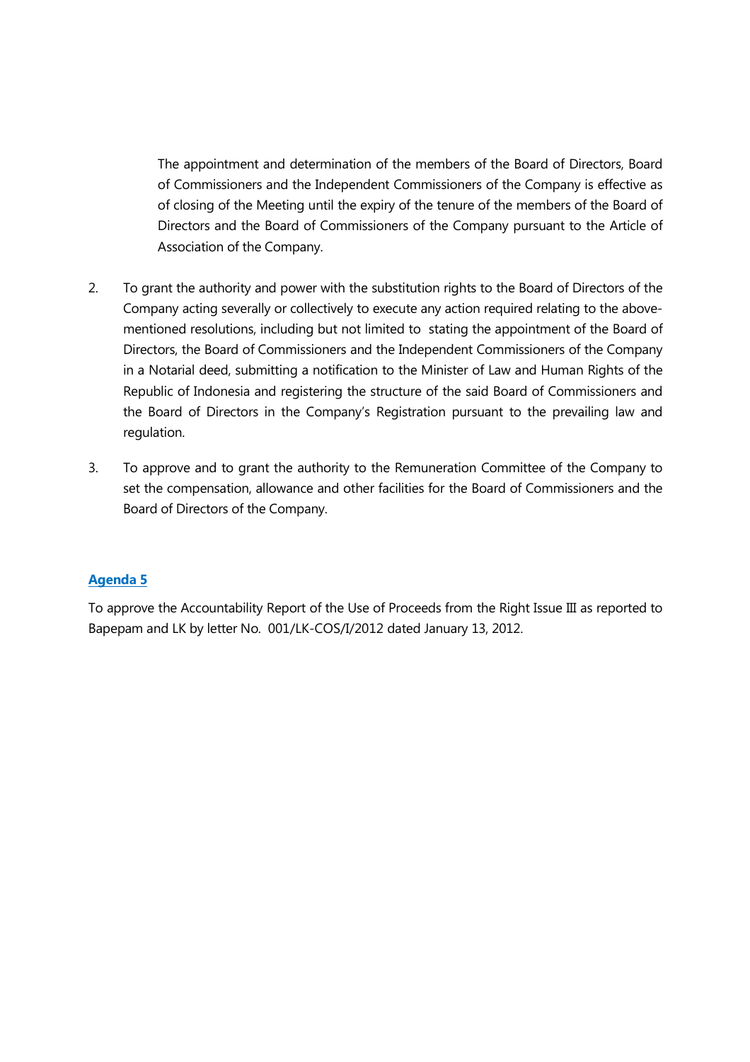The appointment and determination of the members of the Board of Directors, Board of Commissioners and the Independent Commissioners of the Company is effective as of closing of the Meeting until the expiry of the tenure of the members of the Board of Directors and the Board of Commissioners of the Company pursuant to the Article of Association of the Company.

2. To grant the authority and power with the substitution rights to the Board of Directors of the Company acting severally or collectively to execute any action required relating to the above-mentioned resolutions, including but not limited to stating the appointment of the Board of Directors, the Board of Commissioners and the Independent Commissioners of the Company in a Notarial deed, submitting a notification to the Minister of Law and Human Rights of the Republic of Indonesia and registering the structure of the said Board of Commissioners and the Board of Directors in the Company's Registration pursuant to the prevailing law and regulation.

3. To approve and to grant the authority to the Remuneration Committee of the Company to set the compensation, allowance and other facilities for the Board of Commissioners and the Board of Directors of the Company.

**Agenda 5**

To approve the Accountability Report of the Use of Proceeds from the Right Issue III as reported to Bapepam and LK by letter No. 001/LK-COS/I/2012 dated January 13, 2012.